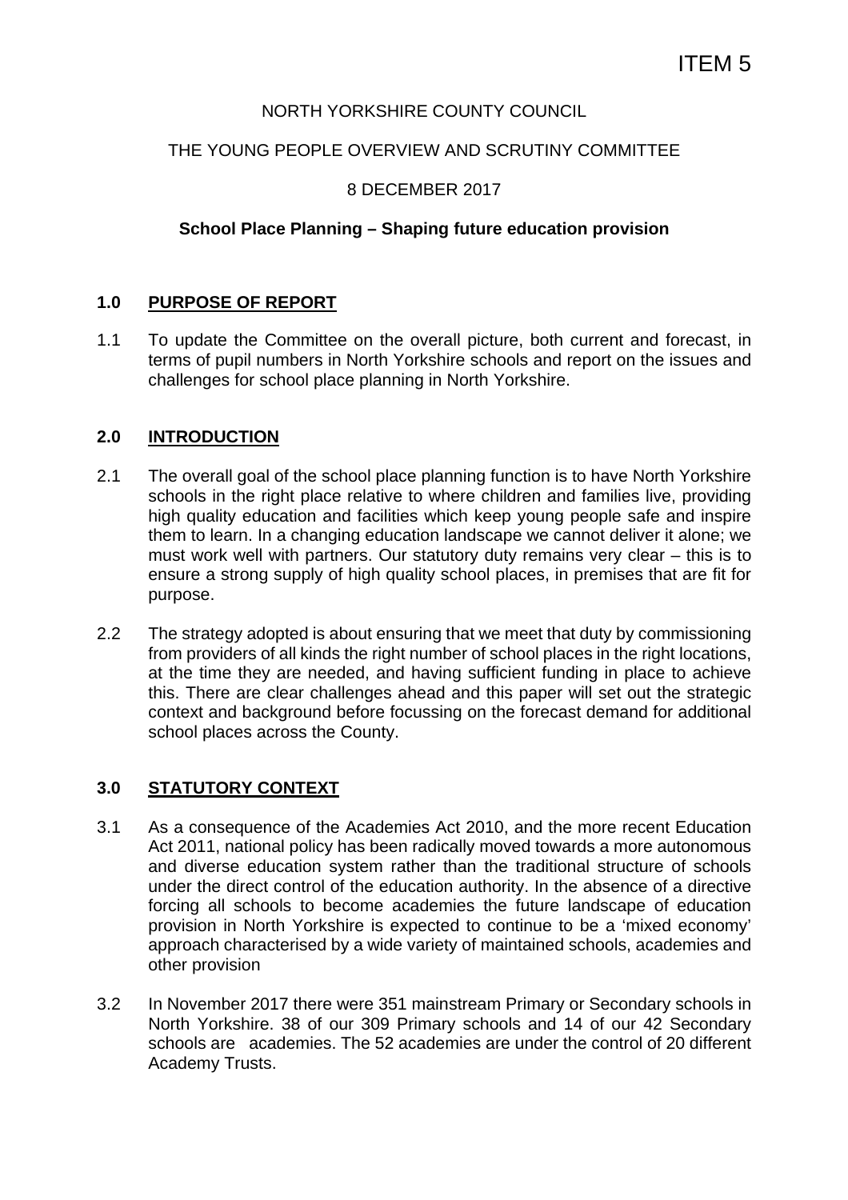ITEM 5

NORTH YORKSHIRE COUNTY COUNCIL

THE YOUNG PEOPLE OVERVIEW AND SCRUTINY COMMITTEE

8 DECEMBER 2017

**School Place Planning – Shaping future education provision**

## 1.0 PURPOSE OF REPORT

1.1 To update the Committee on the overall picture, both current and forecast, in terms of pupil numbers in North Yorkshire schools and report on the issues and challenges for school place planning in North Yorkshire.

## 2.0 INTRODUCTION

2.1 The overall goal of the school place planning function is to have North Yorkshire schools in the right place relative to where children and families live, providing high quality education and facilities which keep young people safe and inspire them to learn. In a changing education landscape we cannot deliver it alone; we must work well with partners. Our statutory duty remains very clear – this is to ensure a strong supply of high quality school places, in premises that are fit for purpose.

2.2 The strategy adopted is about ensuring that we meet that duty by commissioning from providers of all kinds the right number of school places in the right locations, at the time they are needed, and having sufficient funding in place to achieve this. There are clear challenges ahead and this paper will set out the strategic context and background before focussing on the forecast demand for additional school places across the County.

## 3.0 STATUTORY CONTEXT

3.1 As a consequence of the Academies Act 2010, and the more recent Education Act 2011, national policy has been radically moved towards a more autonomous and diverse education system rather than the traditional structure of schools under the direct control of the education authority. In the absence of a directive forcing all schools to become academies the future landscape of education provision in North Yorkshire is expected to continue to be a 'mixed economy' approach characterised by a wide variety of maintained schools, academies and other provision

3.2 In November 2017 there were 351 mainstream Primary or Secondary schools in North Yorkshire. 38 of our 309 Primary schools and 14 of our 42 Secondary schools are academies. The 52 academies are under the control of 20 different Academy Trusts.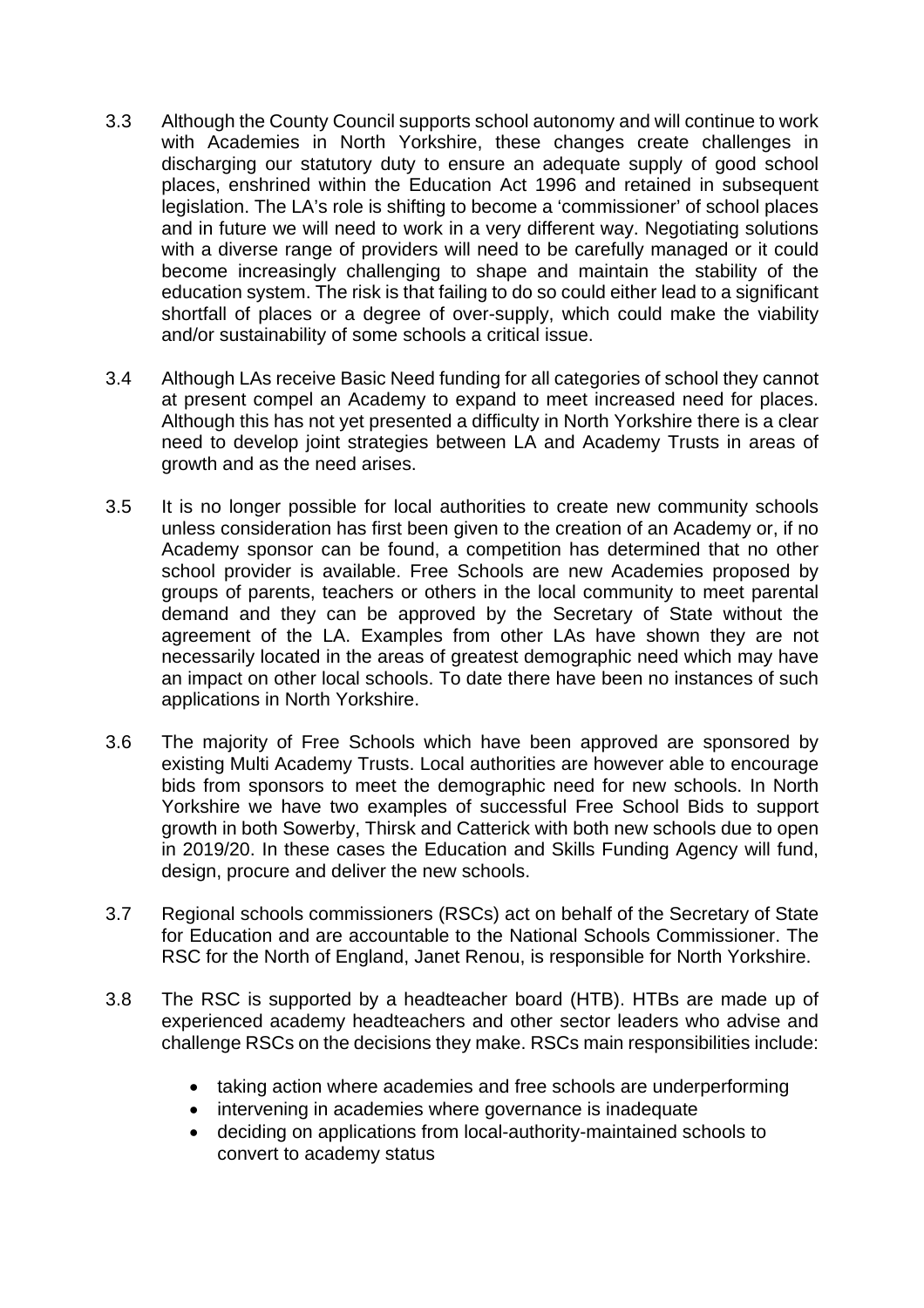3.3 Although the County Council supports school autonomy and will continue to work with Academies in North Yorkshire, these changes create challenges in discharging our statutory duty to ensure an adequate supply of good school places, enshrined within the Education Act 1996 and retained in subsequent legislation. The LA's role is shifting to become a 'commissioner' of school places and in future we will need to work in a very different way. Negotiating solutions with a diverse range of providers will need to be carefully managed or it could become increasingly challenging to shape and maintain the stability of the education system. The risk is that failing to do so could either lead to a significant shortfall of places or a degree of over-supply, which could make the viability and/or sustainability of some schools a critical issue.

3.4 Although LAs receive Basic Need funding for all categories of school they cannot at present compel an Academy to expand to meet increased need for places. Although this has not yet presented a difficulty in North Yorkshire there is a clear need to develop joint strategies between LA and Academy Trusts in areas of growth and as the need arises.

3.5 It is no longer possible for local authorities to create new community schools unless consideration has first been given to the creation of an Academy or, if no Academy sponsor can be found, a competition has determined that no other school provider is available. Free Schools are new Academies proposed by groups of parents, teachers or others in the local community to meet parental demand and they can be approved by the Secretary of State without the agreement of the LA. Examples from other LAs have shown they are not necessarily located in the areas of greatest demographic need which may have an impact on other local schools. To date there have been no instances of such applications in North Yorkshire.

3.6 The majority of Free Schools which have been approved are sponsored by existing Multi Academy Trusts. Local authorities are however able to encourage bids from sponsors to meet the demographic need for new schools. In North Yorkshire we have two examples of successful Free School Bids to support growth in both Sowerby, Thirsk and Catterick with both new schools due to open in 2019/20. In these cases the Education and Skills Funding Agency will fund, design, procure and deliver the new schools.

3.7 Regional schools commissioners (RSCs) act on behalf of the Secretary of State for Education and are accountable to the National Schools Commissioner. The RSC for the North of England, Janet Renou, is responsible for North Yorkshire.

3.8 The RSC is supported by a headteacher board (HTB). HTBs are made up of experienced academy headteachers and other sector leaders who advise and challenge RSCs on the decisions they make. RSCs main responsibilities include:

- taking action where academies and free schools are underperforming
- intervening in academies where governance is inadequate
- deciding on applications from local-authority-maintained schools to convert to academy status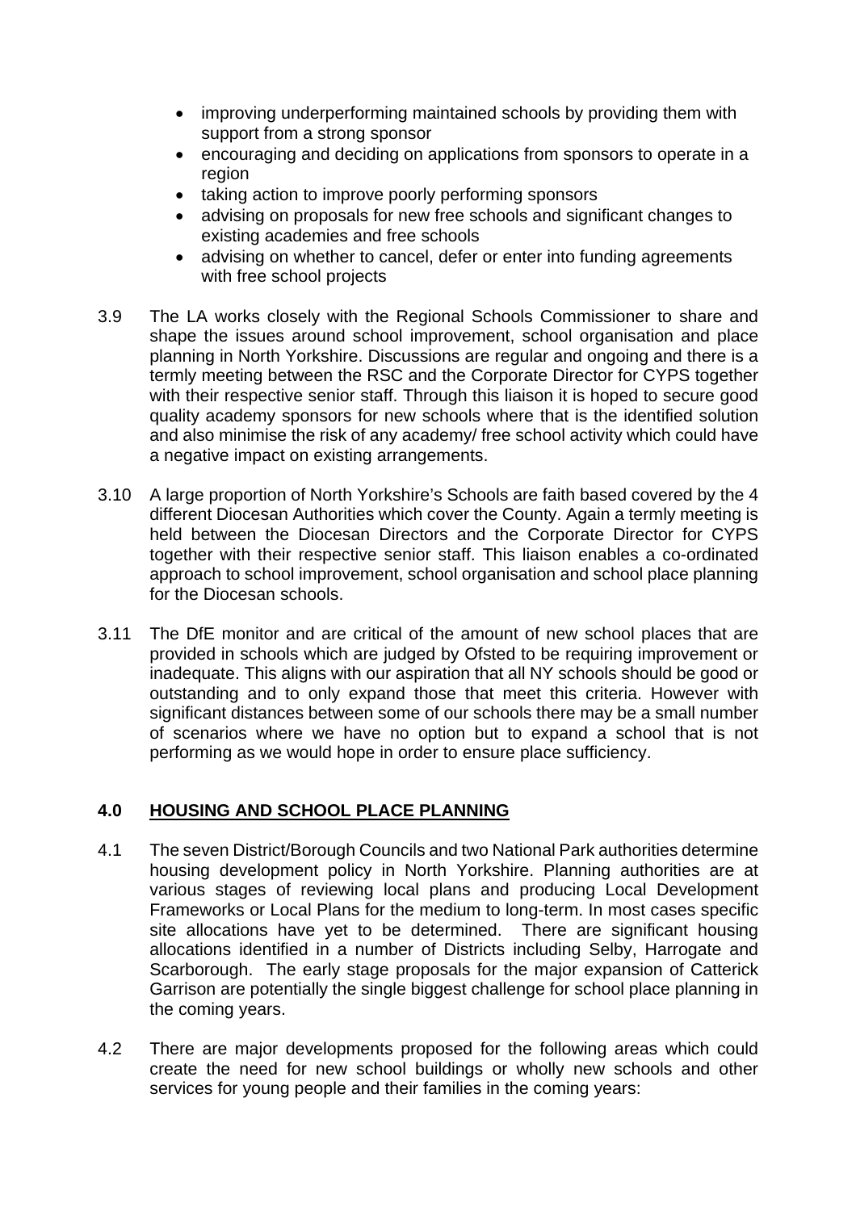- improving underperforming maintained schools by providing them with support from a strong sponsor
- encouraging and deciding on applications from sponsors to operate in a region
- taking action to improve poorly performing sponsors
- advising on proposals for new free schools and significant changes to existing academies and free schools
- advising on whether to cancel, defer or enter into funding agreements with free school projects

3.9 The LA works closely with the Regional Schools Commissioner to share and shape the issues around school improvement, school organisation and place planning in North Yorkshire. Discussions are regular and ongoing and there is a termly meeting between the RSC and the Corporate Director for CYPS together with their respective senior staff. Through this liaison it is hoped to secure good quality academy sponsors for new schools where that is the identified solution and also minimise the risk of any academy/ free school activity which could have a negative impact on existing arrangements.

3.10 A large proportion of North Yorkshire's Schools are faith based covered by the 4 different Diocesan Authorities which cover the County. Again a termly meeting is held between the Diocesan Directors and the Corporate Director for CYPS together with their respective senior staff. This liaison enables a co-ordinated approach to school improvement, school organisation and school place planning for the Diocesan schools.

3.11 The DfE monitor and are critical of the amount of new school places that are provided in schools which are judged by Ofsted to be requiring improvement or inadequate. This aligns with our aspiration that all NY schools should be good or outstanding and to only expand those that meet this criteria. However with significant distances between some of our schools there may be a small number of scenarios where we have no option but to expand a school that is not performing as we would hope in order to ensure place sufficiency.

## 4.0 HOUSING AND SCHOOL PLACE PLANNING

4.1 The seven District/Borough Councils and two National Park authorities determine housing development policy in North Yorkshire. Planning authorities are at various stages of reviewing local plans and producing Local Development Frameworks or Local Plans for the medium to long-term. In most cases specific site allocations have yet to be determined. There are significant housing allocations identified in a number of Districts including Selby, Harrogate and Scarborough. The early stage proposals for the major expansion of Catterick Garrison are potentially the single biggest challenge for school place planning in the coming years.

4.2 There are major developments proposed for the following areas which could create the need for new school buildings or wholly new schools and other services for young people and their families in the coming years: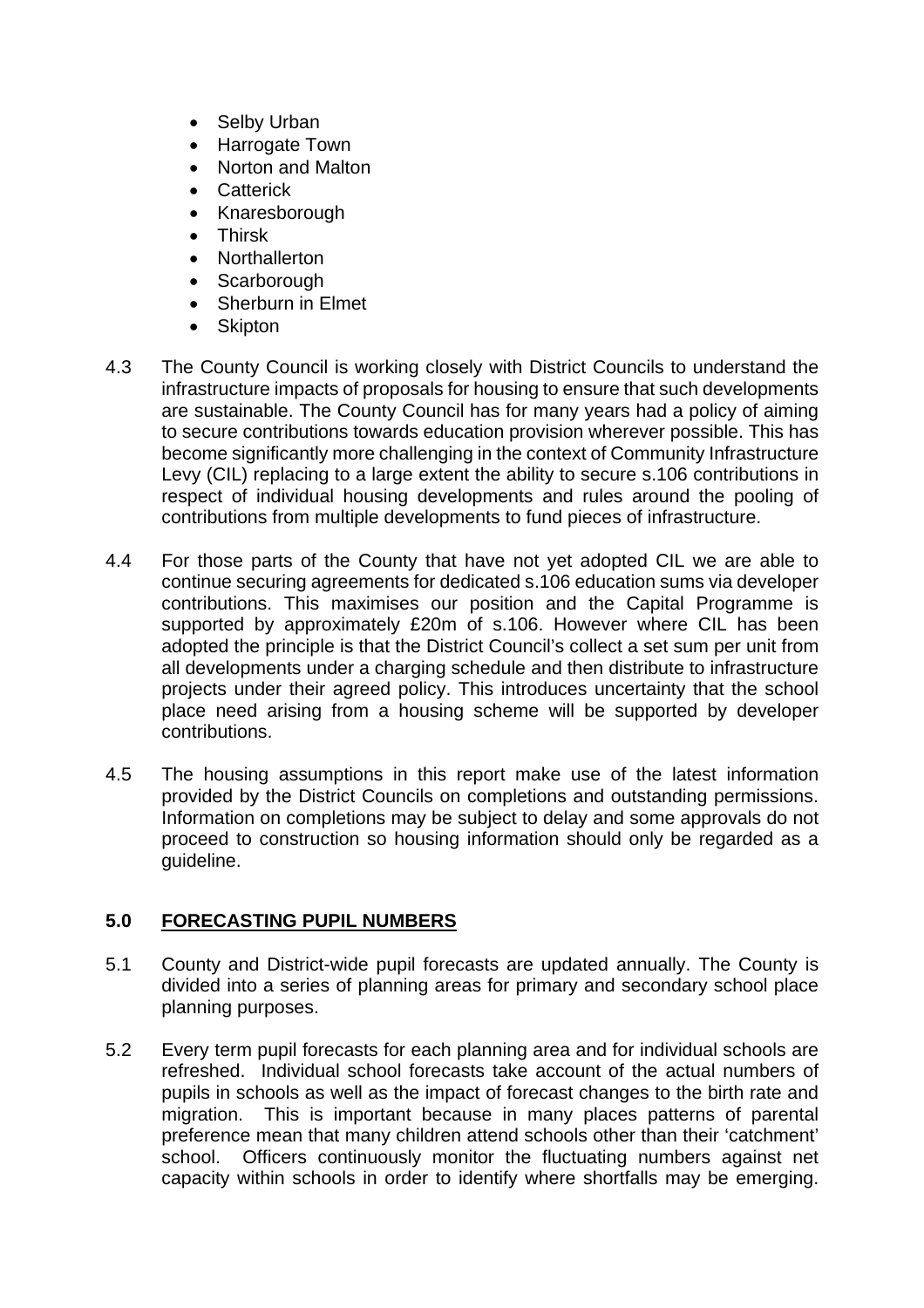- Selby Urban
- Harrogate Town
- Norton and Malton
- Catterick
- Knaresborough
- Thirsk
- Northallerton
- Scarborough
- Sherburn in Elmet
- Skipton

4.3 The County Council is working closely with District Councils to understand the infrastructure impacts of proposals for housing to ensure that such developments are sustainable. The County Council has for many years had a policy of aiming to secure contributions towards education provision wherever possible. This has become significantly more challenging in the context of Community Infrastructure Levy (CIL) replacing to a large extent the ability to secure s.106 contributions in respect of individual housing developments and rules around the pooling of contributions from multiple developments to fund pieces of infrastructure.

4.4 For those parts of the County that have not yet adopted CIL we are able to continue securing agreements for dedicated s.106 education sums via developer contributions. This maximises our position and the Capital Programme is supported by approximately £20m of s.106. However where CIL has been adopted the principle is that the District Council's collect a set sum per unit from all developments under a charging schedule and then distribute to infrastructure projects under their agreed policy. This introduces uncertainty that the school place need arising from a housing scheme will be supported by developer contributions.

4.5 The housing assumptions in this report make use of the latest information provided by the District Councils on completions and outstanding permissions. Information on completions may be subject to delay and some approvals do not proceed to construction so housing information should only be regarded as a guideline.

## 5.0 FORECASTING PUPIL NUMBERS

5.1 County and District-wide pupil forecasts are updated annually. The County is divided into a series of planning areas for primary and secondary school place planning purposes.

5.2 Every term pupil forecasts for each planning area and for individual schools are refreshed. Individual school forecasts take account of the actual numbers of pupils in schools as well as the impact of forecast changes to the birth rate and migration. This is important because in many places patterns of parental preference mean that many children attend schools other than their 'catchment' school. Officers continuously monitor the fluctuating numbers against net capacity within schools in order to identify where shortfalls may be emerging.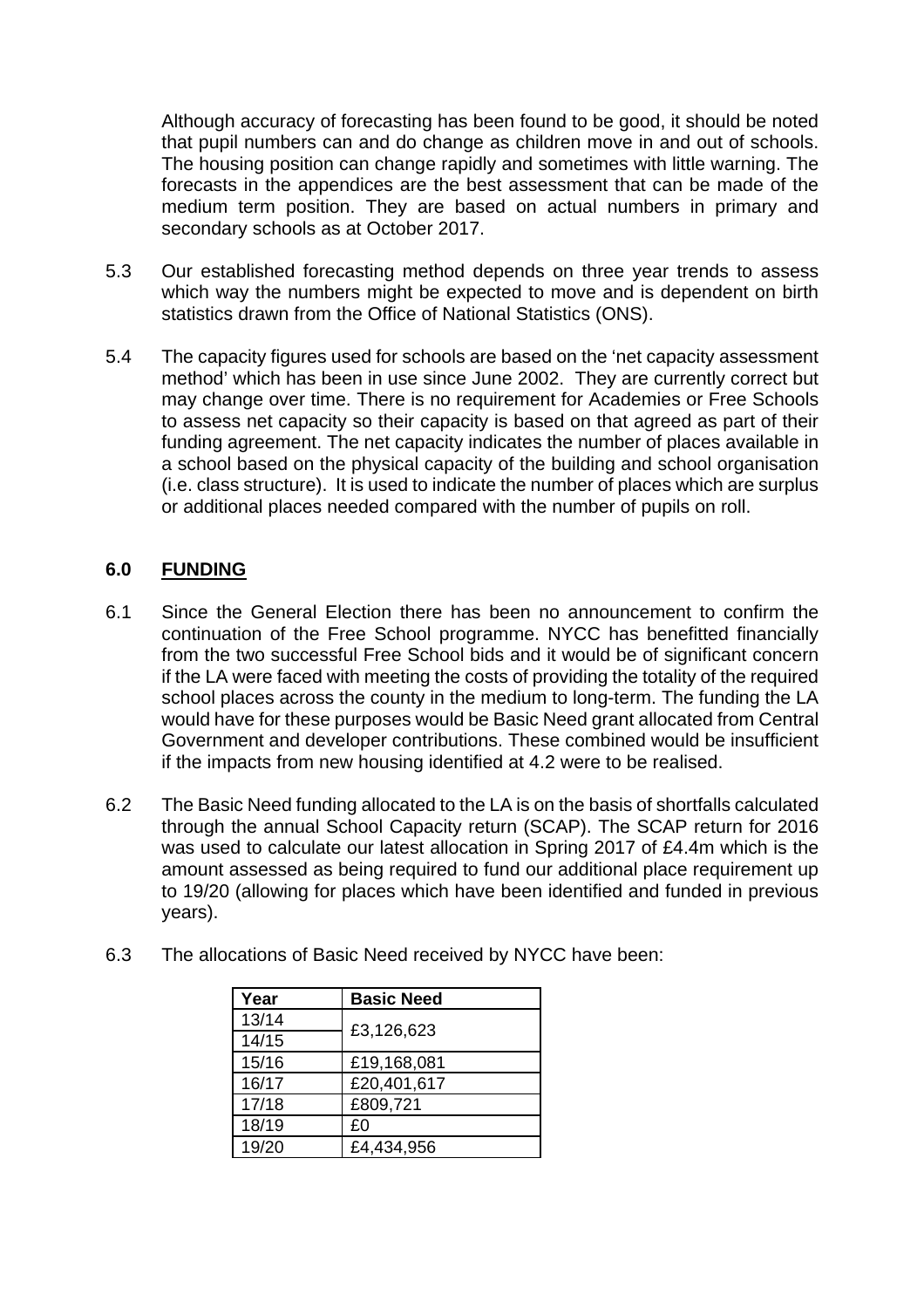Although accuracy of forecasting has been found to be good, it should be noted that pupil numbers can and do change as children move in and out of schools. The housing position can change rapidly and sometimes with little warning. The forecasts in the appendices are the best assessment that can be made of the medium term position. They are based on actual numbers in primary and secondary schools as at October 2017.

5.3 Our established forecasting method depends on three year trends to assess which way the numbers might be expected to move and is dependent on birth statistics drawn from the Office of National Statistics (ONS).

5.4 The capacity figures used for schools are based on the 'net capacity assessment method' which has been in use since June 2002. They are currently correct but may change over time. There is no requirement for Academies or Free Schools to assess net capacity so their capacity is based on that agreed as part of their funding agreement. The net capacity indicates the number of places available in a school based on the physical capacity of the building and school organisation (i.e. class structure). It is used to indicate the number of places which are surplus or additional places needed compared with the number of pupils on roll.

## 6.0 FUNDING

6.1 Since the General Election there has been no announcement to confirm the continuation of the Free School programme. NYCC has benefitted financially from the two successful Free School bids and it would be of significant concern if the LA were faced with meeting the costs of providing the totality of the required school places across the county in the medium to long-term. The funding the LA would have for these purposes would be Basic Need grant allocated from Central Government and developer contributions. These combined would be insufficient if the impacts from new housing identified at 4.2 were to be realised.

6.2 The Basic Need funding allocated to the LA is on the basis of shortfalls calculated through the annual School Capacity return (SCAP). The SCAP return for 2016 was used to calculate our latest allocation in Spring 2017 of £4.4m which is the amount assessed as being required to fund our additional place requirement up to 19/20 (allowing for places which have been identified and funded in previous years).

6.3 The allocations of Basic Need received by NYCC have been:

| Year | Basic Need |
|---|---|
| 13/14 | £3,126,623 |
| 14/15 | |
| 15/16 | £19,168,081 |
| 16/17 | £20,401,617 |
| 17/18 | £809,721 |
| 18/19 | £0 |
| 19/20 | £4,434,956 |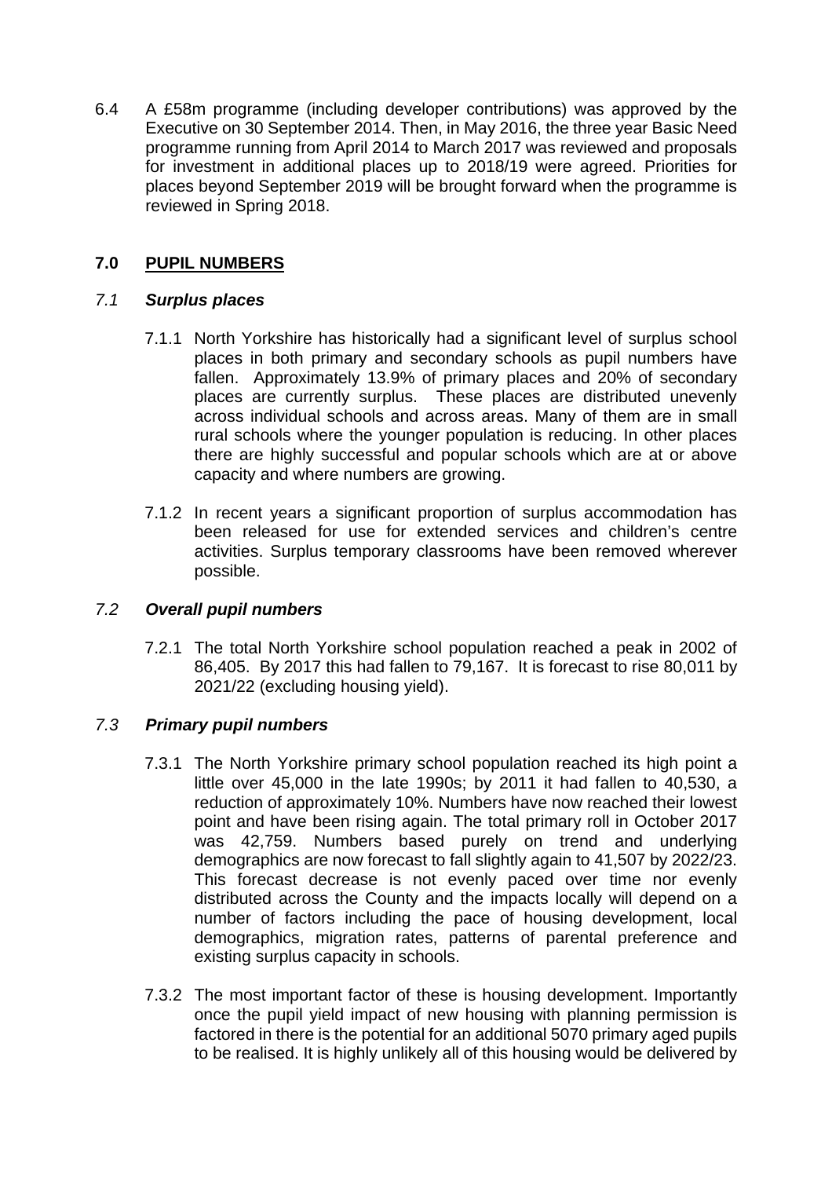6.4 A £58m programme (including developer contributions) was approved by the Executive on 30 September 2014. Then, in May 2016, the three year Basic Need programme running from April 2014 to March 2017 was reviewed and proposals for investment in additional places up to 2018/19 were agreed. Priorities for places beyond September 2019 will be brought forward when the programme is reviewed in Spring 2018.

## 7.0 PUPIL NUMBERS

### *7.1 Surplus places*

7.1.1 North Yorkshire has historically had a significant level of surplus school places in both primary and secondary schools as pupil numbers have fallen. Approximately 13.9% of primary places and 20% of secondary places are currently surplus. These places are distributed unevenly across individual schools and across areas. Many of them are in small rural schools where the younger population is reducing. In other places there are highly successful and popular schools which are at or above capacity and where numbers are growing.

7.1.2 In recent years a significant proportion of surplus accommodation has been released for use for extended services and children's centre activities. Surplus temporary classrooms have been removed wherever possible.

### *7.2 Overall pupil numbers*

7.2.1 The total North Yorkshire school population reached a peak in 2002 of 86,405. By 2017 this had fallen to 79,167. It is forecast to rise 80,011 by 2021/22 (excluding housing yield).

### *7.3 Primary pupil numbers*

7.3.1 The North Yorkshire primary school population reached its high point a little over 45,000 in the late 1990s; by 2011 it had fallen to 40,530, a reduction of approximately 10%. Numbers have now reached their lowest point and have been rising again. The total primary roll in October 2017 was 42,759. Numbers based purely on trend and underlying demographics are now forecast to fall slightly again to 41,507 by 2022/23. This forecast decrease is not evenly paced over time nor evenly distributed across the County and the impacts locally will depend on a number of factors including the pace of housing development, local demographics, migration rates, patterns of parental preference and existing surplus capacity in schools.

7.3.2 The most important factor of these is housing development. Importantly once the pupil yield impact of new housing with planning permission is factored in there is the potential for an additional 5070 primary aged pupils to be realised. It is highly unlikely all of this housing would be delivered by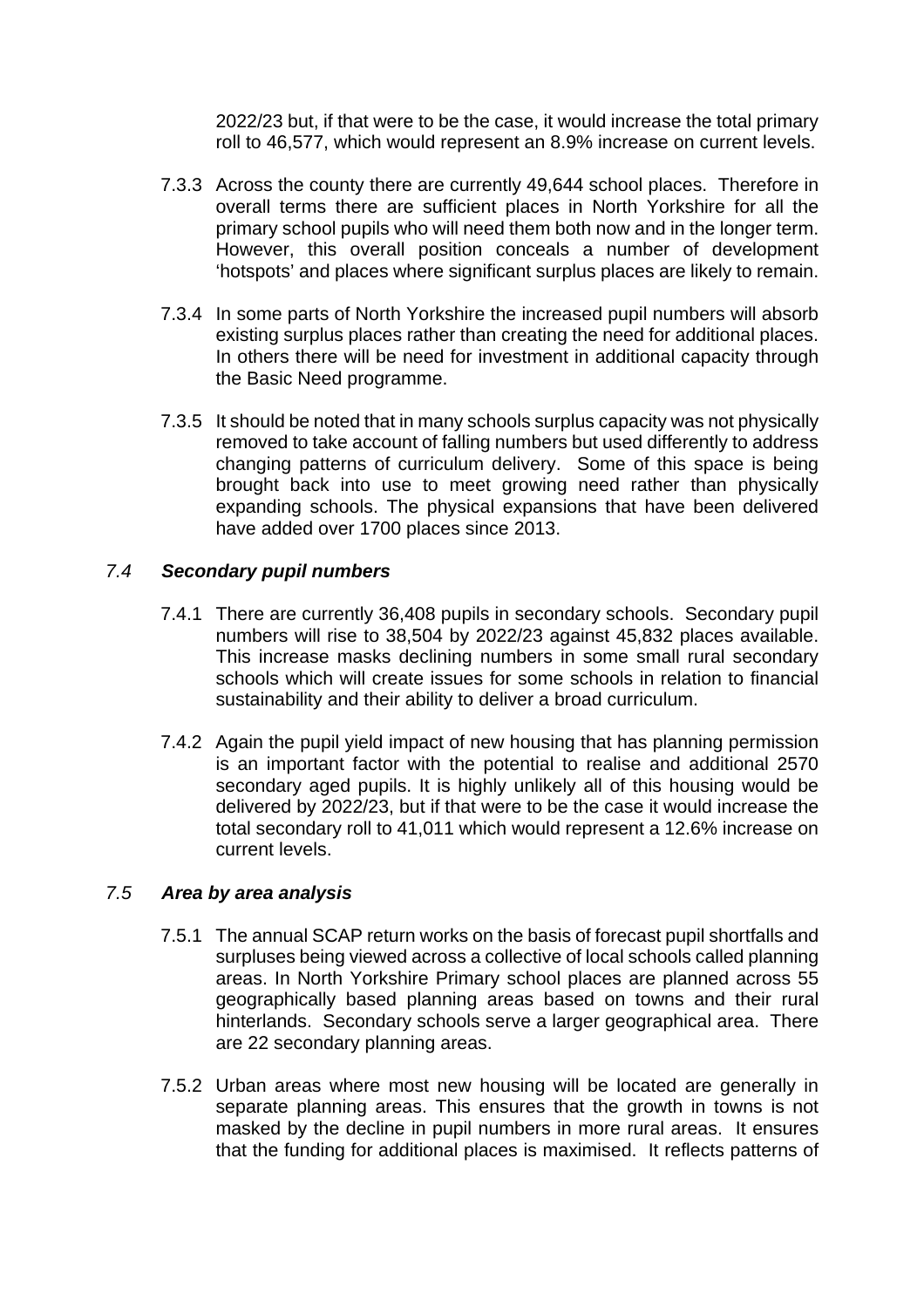2022/23 but, if that were to be the case, it would increase the total primary roll to 46,577, which would represent an 8.9% increase on current levels.

7.3.3 Across the county there are currently 49,644 school places. Therefore in overall terms there are sufficient places in North Yorkshire for all the primary school pupils who will need them both now and in the longer term. However, this overall position conceals a number of development 'hotspots' and places where significant surplus places are likely to remain.

7.3.4 In some parts of North Yorkshire the increased pupil numbers will absorb existing surplus places rather than creating the need for additional places. In others there will be need for investment in additional capacity through the Basic Need programme.

7.3.5 It should be noted that in many schools surplus capacity was not physically removed to take account of falling numbers but used differently to address changing patterns of curriculum delivery. Some of this space is being brought back into use to meet growing need rather than physically expanding schools. The physical expansions that have been delivered have added over 1700 places since 2013.

### *7.4 Secondary pupil numbers*

7.4.1 There are currently 36,408 pupils in secondary schools. Secondary pupil numbers will rise to 38,504 by 2022/23 against 45,832 places available. This increase masks declining numbers in some small rural secondary schools which will create issues for some schools in relation to financial sustainability and their ability to deliver a broad curriculum.

7.4.2 Again the pupil yield impact of new housing that has planning permission is an important factor with the potential to realise and additional 2570 secondary aged pupils. It is highly unlikely all of this housing would be delivered by 2022/23, but if that were to be the case it would increase the total secondary roll to 41,011 which would represent a 12.6% increase on current levels.

### *7.5 Area by area analysis*

7.5.1 The annual SCAP return works on the basis of forecast pupil shortfalls and surpluses being viewed across a collective of local schools called planning areas. In North Yorkshire Primary school places are planned across 55 geographically based planning areas based on towns and their rural hinterlands. Secondary schools serve a larger geographical area. There are 22 secondary planning areas.

7.5.2 Urban areas where most new housing will be located are generally in separate planning areas. This ensures that the growth in towns is not masked by the decline in pupil numbers in more rural areas. It ensures that the funding for additional places is maximised. It reflects patterns of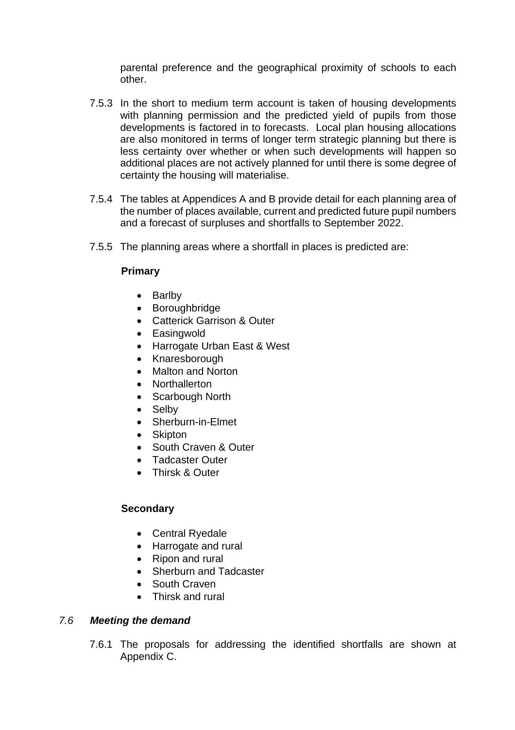parental preference and the geographical proximity of schools to each other.

7.5.3 In the short to medium term account is taken of housing developments with planning permission and the predicted yield of pupils from those developments is factored in to forecasts. Local plan housing allocations are also monitored in terms of longer term strategic planning but there is less certainty over whether or when such developments will happen so additional places are not actively planned for until there is some degree of certainty the housing will materialise.

7.5.4 The tables at Appendices A and B provide detail for each planning area of the number of places available, current and predicted future pupil numbers and a forecast of surpluses and shortfalls to September 2022.

7.5.5 The planning areas where a shortfall in places is predicted are:

**Primary**

- Barlby
- Boroughbridge
- Catterick Garrison & Outer
- Easingwold
- Harrogate Urban East & West
- Knaresborough
- Malton and Norton
- Northallerton
- Scarbough North
- Selby
- Sherburn-in-Elmet
- Skipton
- South Craven & Outer
- Tadcaster Outer
- Thirsk & Outer

**Secondary**

- Central Ryedale
- Harrogate and rural
- Ripon and rural
- Sherburn and Tadcaster
- South Craven
- Thirsk and rural

### *7.6 Meeting the demand*

7.6.1 The proposals for addressing the identified shortfalls are shown at Appendix C.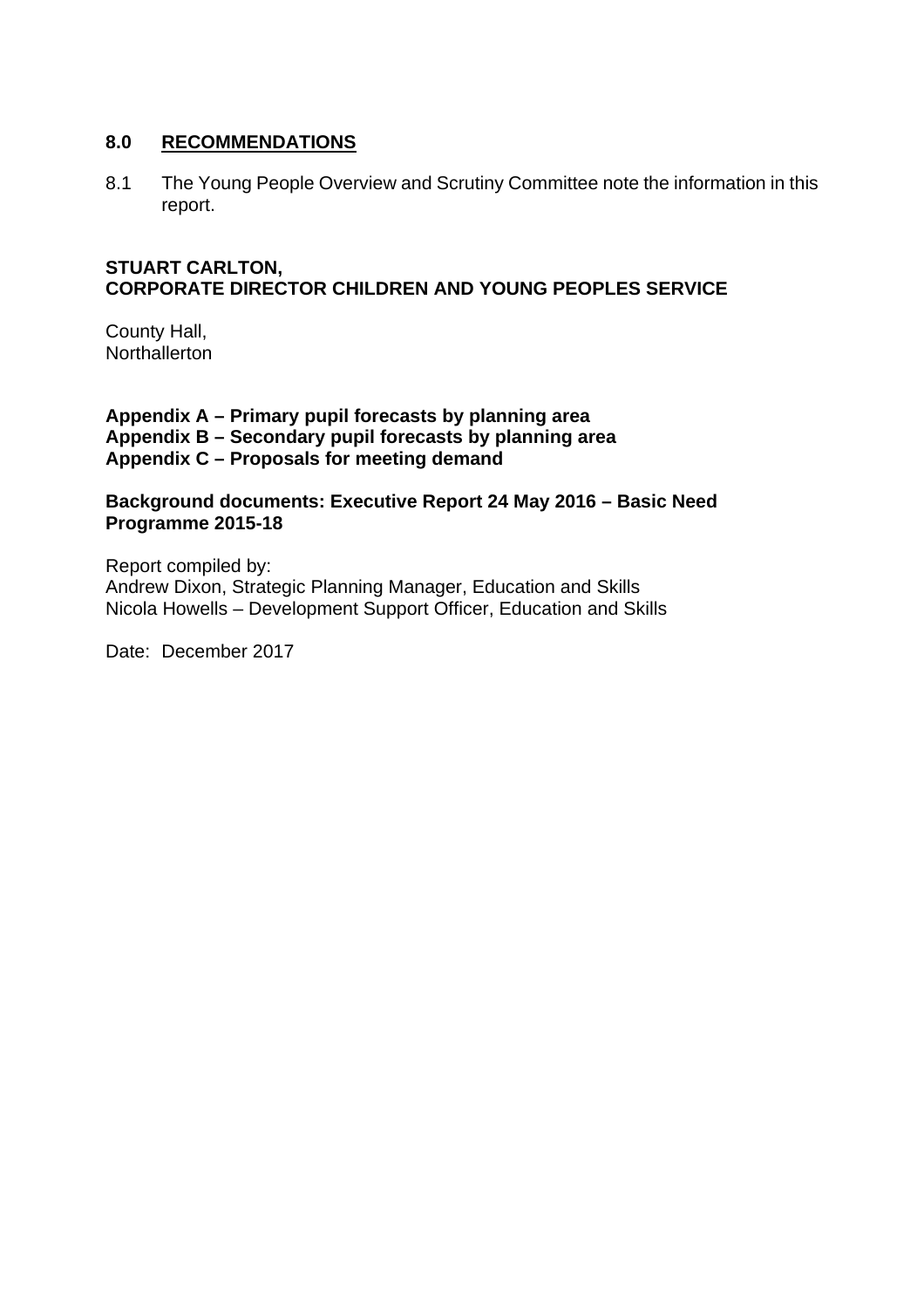## 8.0 RECOMMENDATIONS

8.1 The Young People Overview and Scrutiny Committee note the information in this report.

**STUART CARLTON,**
**CORPORATE DIRECTOR CHILDREN AND YOUNG PEOPLES SERVICE**

County Hall,
Northallerton

**Appendix A – Primary pupil forecasts by planning area**
**Appendix B – Secondary pupil forecasts by planning area**
**Appendix C – Proposals for meeting demand**

**Background documents: Executive Report 24 May 2016 – Basic Need Programme 2015-18**

Report compiled by:
Andrew Dixon, Strategic Planning Manager, Education and Skills
Nicola Howells – Development Support Officer, Education and Skills

Date: December 2017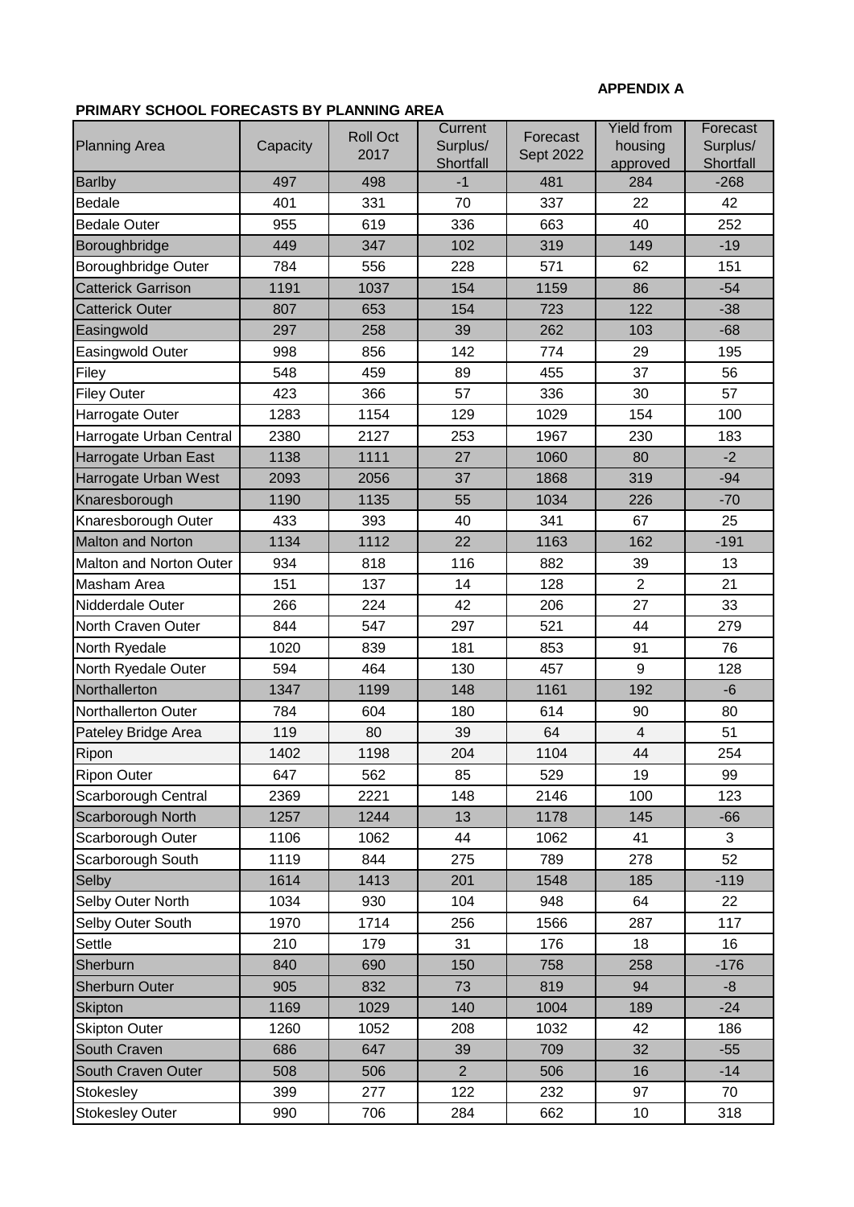**APPENDIX A**

**PRIMARY SCHOOL FORECASTS BY PLANNING AREA**

| Planning Area | Capacity | Roll Oct 2017 | Current Surplus/ Shortfall | Forecast Sept 2022 | Yield from housing approved | Forecast Surplus/ Shortfall |
|---|---|---|---|---|---|---|
| Barlby | 497 | 498 | -1 | 481 | 284 | -268 |
| Bedale | 401 | 331 | 70 | 337 | 22 | 42 |
| Bedale Outer | 955 | 619 | 336 | 663 | 40 | 252 |
| Boroughbridge | 449 | 347 | 102 | 319 | 149 | -19 |
| Boroughbridge Outer | 784 | 556 | 228 | 571 | 62 | 151 |
| Catterick Garrison | 1191 | 1037 | 154 | 1159 | 86 | -54 |
| Catterick Outer | 807 | 653 | 154 | 723 | 122 | -38 |
| Easingwold | 297 | 258 | 39 | 262 | 103 | -68 |
| Easingwold Outer | 998 | 856 | 142 | 774 | 29 | 195 |
| Filey | 548 | 459 | 89 | 455 | 37 | 56 |
| Filey Outer | 423 | 366 | 57 | 336 | 30 | 57 |
| Harrogate Outer | 1283 | 1154 | 129 | 1029 | 154 | 100 |
| Harrogate Urban Central | 2380 | 2127 | 253 | 1967 | 230 | 183 |
| Harrogate Urban East | 1138 | 1111 | 27 | 1060 | 80 | -2 |
| Harrogate Urban West | 2093 | 2056 | 37 | 1868 | 319 | -94 |
| Knaresborough | 1190 | 1135 | 55 | 1034 | 226 | -70 |
| Knaresborough Outer | 433 | 393 | 40 | 341 | 67 | 25 |
| Malton and Norton | 1134 | 1112 | 22 | 1163 | 162 | -191 |
| Malton and Norton Outer | 934 | 818 | 116 | 882 | 39 | 13 |
| Masham Area | 151 | 137 | 14 | 128 | 2 | 21 |
| Nidderdale Outer | 266 | 224 | 42 | 206 | 27 | 33 |
| North Craven Outer | 844 | 547 | 297 | 521 | 44 | 279 |
| North Ryedale | 1020 | 839 | 181 | 853 | 91 | 76 |
| North Ryedale Outer | 594 | 464 | 130 | 457 | 9 | 128 |
| Northallerton | 1347 | 1199 | 148 | 1161 | 192 | -6 |
| Northallerton Outer | 784 | 604 | 180 | 614 | 90 | 80 |
| Pateley Bridge Area | 119 | 80 | 39 | 64 | 4 | 51 |
| Ripon | 1402 | 1198 | 204 | 1104 | 44 | 254 |
| Ripon Outer | 647 | 562 | 85 | 529 | 19 | 99 |
| Scarborough Central | 2369 | 2221 | 148 | 2146 | 100 | 123 |
| Scarborough North | 1257 | 1244 | 13 | 1178 | 145 | -66 |
| Scarborough Outer | 1106 | 1062 | 44 | 1062 | 41 | 3 |
| Scarborough South | 1119 | 844 | 275 | 789 | 278 | 52 |
| Selby | 1614 | 1413 | 201 | 1548 | 185 | -119 |
| Selby Outer North | 1034 | 930 | 104 | 948 | 64 | 22 |
| Selby Outer South | 1970 | 1714 | 256 | 1566 | 287 | 117 |
| Settle | 210 | 179 | 31 | 176 | 18 | 16 |
| Sherburn | 840 | 690 | 150 | 758 | 258 | -176 |
| Sherburn Outer | 905 | 832 | 73 | 819 | 94 | -8 |
| Skipton | 1169 | 1029 | 140 | 1004 | 189 | -24 |
| Skipton Outer | 1260 | 1052 | 208 | 1032 | 42 | 186 |
| South Craven | 686 | 647 | 39 | 709 | 32 | -55 |
| South Craven Outer | 508 | 506 | 2 | 506 | 16 | -14 |
| Stokesley | 399 | 277 | 122 | 232 | 97 | 70 |
| Stokesley Outer | 990 | 706 | 284 | 662 | 10 | 318 |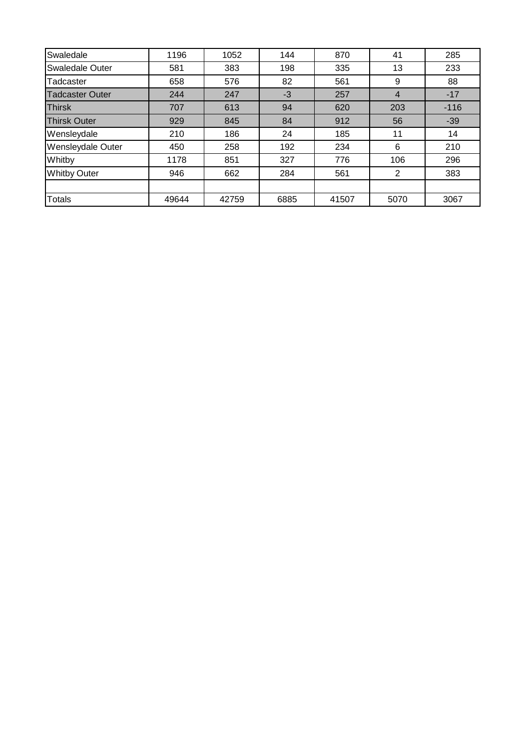| | | | | | | |
|---|---|---|---|---|---|---|
| Swaledale | 1196 | 1052 | 144 | 870 | 41 | 285 |
| Swaledale Outer | 581 | 383 | 198 | 335 | 13 | 233 |
| Tadcaster | 658 | 576 | 82 | 561 | 9 | 88 |
| Tadcaster Outer | 244 | 247 | -3 | 257 | 4 | -17 |
| Thirsk | 707 | 613 | 94 | 620 | 203 | -116 |
| Thirsk Outer | 929 | 845 | 84 | 912 | 56 | -39 |
| Wensleydale | 210 | 186 | 24 | 185 | 11 | 14 |
| Wensleydale Outer | 450 | 258 | 192 | 234 | 6 | 210 |
| Whitby | 1178 | 851 | 327 | 776 | 106 | 296 |
| Whitby Outer | 946 | 662 | 284 | 561 | 2 | 383 |
| | | | | | | |
| Totals | 49644 | 42759 | 6885 | 41507 | 5070 | 3067 |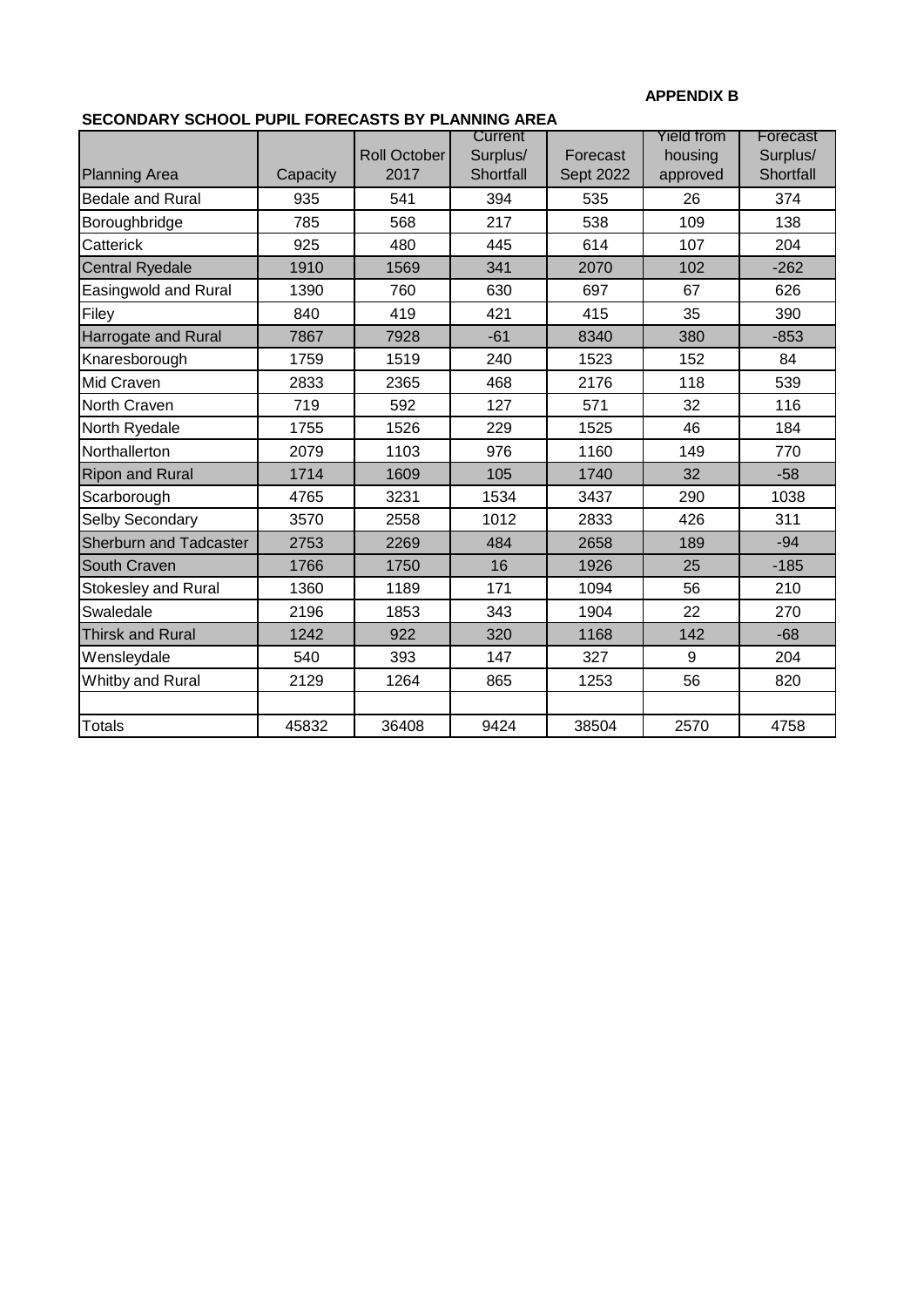**APPENDIX B**

**SECONDARY SCHOOL PUPIL FORECASTS BY PLANNING AREA**

| Planning Area | Capacity | Roll October 2017 | Current Surplus/ Shortfall | Forecast Sept 2022 | Yield from housing approved | Forecast Surplus/ Shortfall |
|---|---|---|---|---|---|---|
| Bedale and Rural | 935 | 541 | 394 | 535 | 26 | 374 |
| Boroughbridge | 785 | 568 | 217 | 538 | 109 | 138 |
| Catterick | 925 | 480 | 445 | 614 | 107 | 204 |
| Central Ryedale | 1910 | 1569 | 341 | 2070 | 102 | -262 |
| Easingwold and Rural | 1390 | 760 | 630 | 697 | 67 | 626 |
| Filey | 840 | 419 | 421 | 415 | 35 | 390 |
| Harrogate and Rural | 7867 | 7928 | -61 | 8340 | 380 | -853 |
| Knaresborough | 1759 | 1519 | 240 | 1523 | 152 | 84 |
| Mid Craven | 2833 | 2365 | 468 | 2176 | 118 | 539 |
| North Craven | 719 | 592 | 127 | 571 | 32 | 116 |
| North Ryedale | 1755 | 1526 | 229 | 1525 | 46 | 184 |
| Northallerton | 2079 | 1103 | 976 | 1160 | 149 | 770 |
| Ripon and Rural | 1714 | 1609 | 105 | 1740 | 32 | -58 |
| Scarborough | 4765 | 3231 | 1534 | 3437 | 290 | 1038 |
| Selby Secondary | 3570 | 2558 | 1012 | 2833 | 426 | 311 |
| Sherburn and Tadcaster | 2753 | 2269 | 484 | 2658 | 189 | -94 |
| South Craven | 1766 | 1750 | 16 | 1926 | 25 | -185 |
| Stokesley and Rural | 1360 | 1189 | 171 | 1094 | 56 | 210 |
| Swaledale | 2196 | 1853 | 343 | 1904 | 22 | 270 |
| Thirsk and Rural | 1242 | 922 | 320 | 1168 | 142 | -68 |
| Wensleydale | 540 | 393 | 147 | 327 | 9 | 204 |
| Whitby and Rural | 2129 | 1264 | 865 | 1253 | 56 | 820 |
| | | | | | | |
| Totals | 45832 | 36408 | 9424 | 38504 | 2570 | 4758 |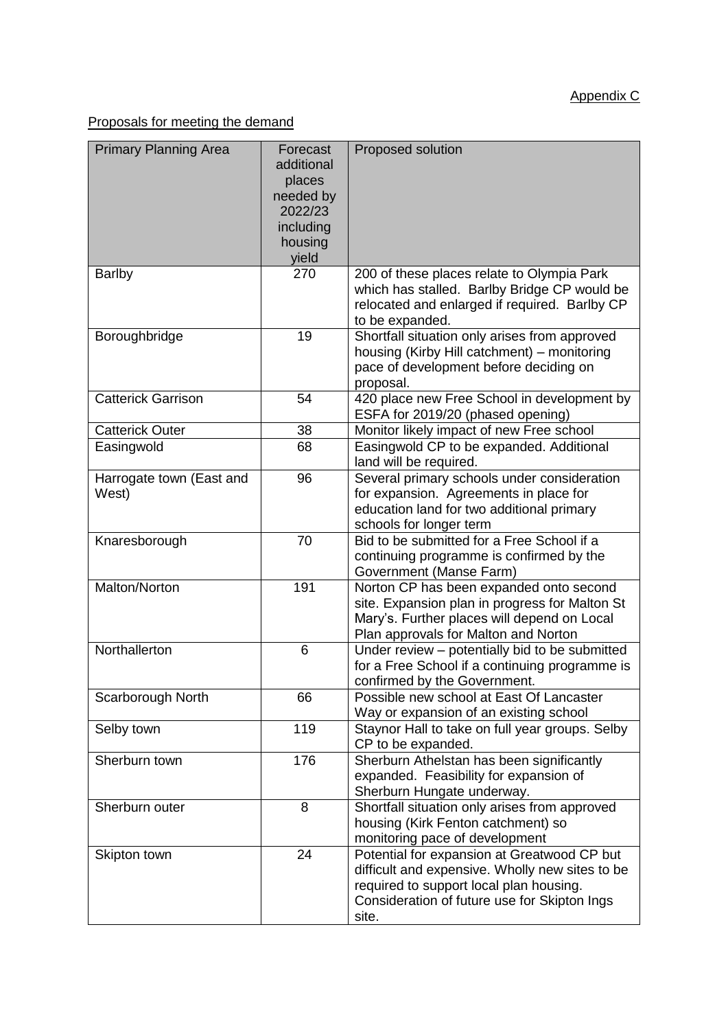Appendix C

Proposals for meeting the demand

| Primary Planning Area | Forecast additional places needed by 2022/23 including housing yield | Proposed solution |
|---|---|---|
| Barlby | 270 | 200 of these places relate to Olympia Park which has stalled. Barlby Bridge CP would be relocated and enlarged if required. Barlby CP to be expanded. |
| Boroughbridge | 19 | Shortfall situation only arises from approved housing (Kirby Hill catchment) – monitoring pace of development before deciding on proposal. |
| Catterick Garrison | 54 | 420 place new Free School in development by ESFA for 2019/20 (phased opening) |
| Catterick Outer | 38 | Monitor likely impact of new Free school |
| Easingwold | 68 | Easingwold CP to be expanded. Additional land will be required. |
| Harrogate town (East and West) | 96 | Several primary schools under consideration for expansion. Agreements in place for education land for two additional primary schools for longer term |
| Knaresborough | 70 | Bid to be submitted for a Free School if a continuing programme is confirmed by the Government (Manse Farm) |
| Malton/Norton | 191 | Norton CP has been expanded onto second site. Expansion plan in progress for Malton St Mary's. Further places will depend on Local Plan approvals for Malton and Norton |
| Northallerton | 6 | Under review – potentially bid to be submitted for a Free School if a continuing programme is confirmed by the Government. |
| Scarborough North | 66 | Possible new school at East Of Lancaster Way or expansion of an existing school |
| Selby town | 119 | Staynor Hall to take on full year groups. Selby CP to be expanded. |
| Sherburn town | 176 | Sherburn Athelstan has been significantly expanded. Feasibility for expansion of Sherburn Hungate underway. |
| Sherburn outer | 8 | Shortfall situation only arises from approved housing (Kirk Fenton catchment) so monitoring pace of development |
| Skipton town | 24 | Potential for expansion at Greatwood CP but difficult and expensive. Wholly new sites to be required to support local plan housing. Consideration of future use for Skipton Ings site. |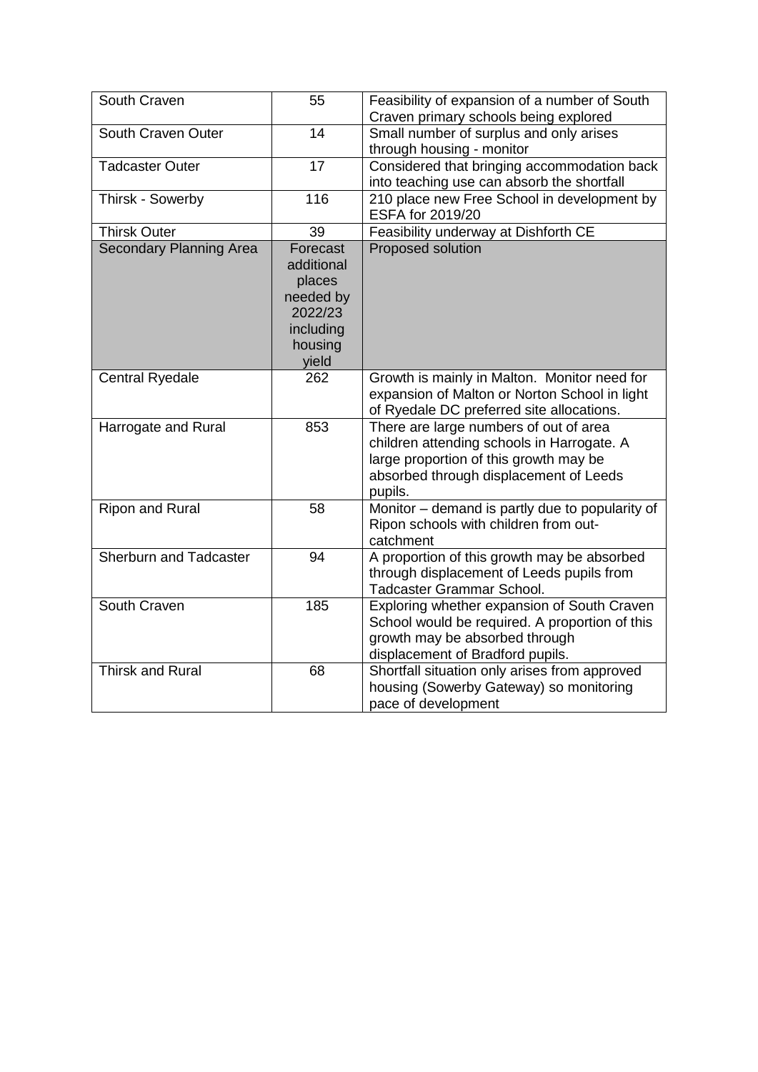| | | |
|---|---|---|
| South Craven | 55 | Feasibility of expansion of a number of South Craven primary schools being explored |
| South Craven Outer | 14 | Small number of surplus and only arises through housing - monitor |
| Tadcaster Outer | 17 | Considered that bringing accommodation back into teaching use can absorb the shortfall |
| Thirsk - Sowerby | 116 | 210 place new Free School in development by ESFA for 2019/20 |
| Thirsk Outer | 39 | Feasibility underway at Dishforth CE |
| **Secondary Planning Area** | **Forecast additional places needed by 2022/23 including housing yield** | **Proposed solution** |
| Central Ryedale | 262 | Growth is mainly in Malton. Monitor need for expansion of Malton or Norton School in light of Ryedale DC preferred site allocations. |
| Harrogate and Rural | 853 | There are large numbers of out of area children attending schools in Harrogate. A large proportion of this growth may be absorbed through displacement of Leeds pupils. |
| Ripon and Rural | 58 | Monitor – demand is partly due to popularity of Ripon schools with children from out-catchment |
| Sherburn and Tadcaster | 94 | A proportion of this growth may be absorbed through displacement of Leeds pupils from Tadcaster Grammar School. |
| South Craven | 185 | Exploring whether expansion of South Craven School would be required. A proportion of this growth may be absorbed through displacement of Bradford pupils. |
| Thirsk and Rural | 68 | Shortfall situation only arises from approved housing (Sowerby Gateway) so monitoring pace of development |